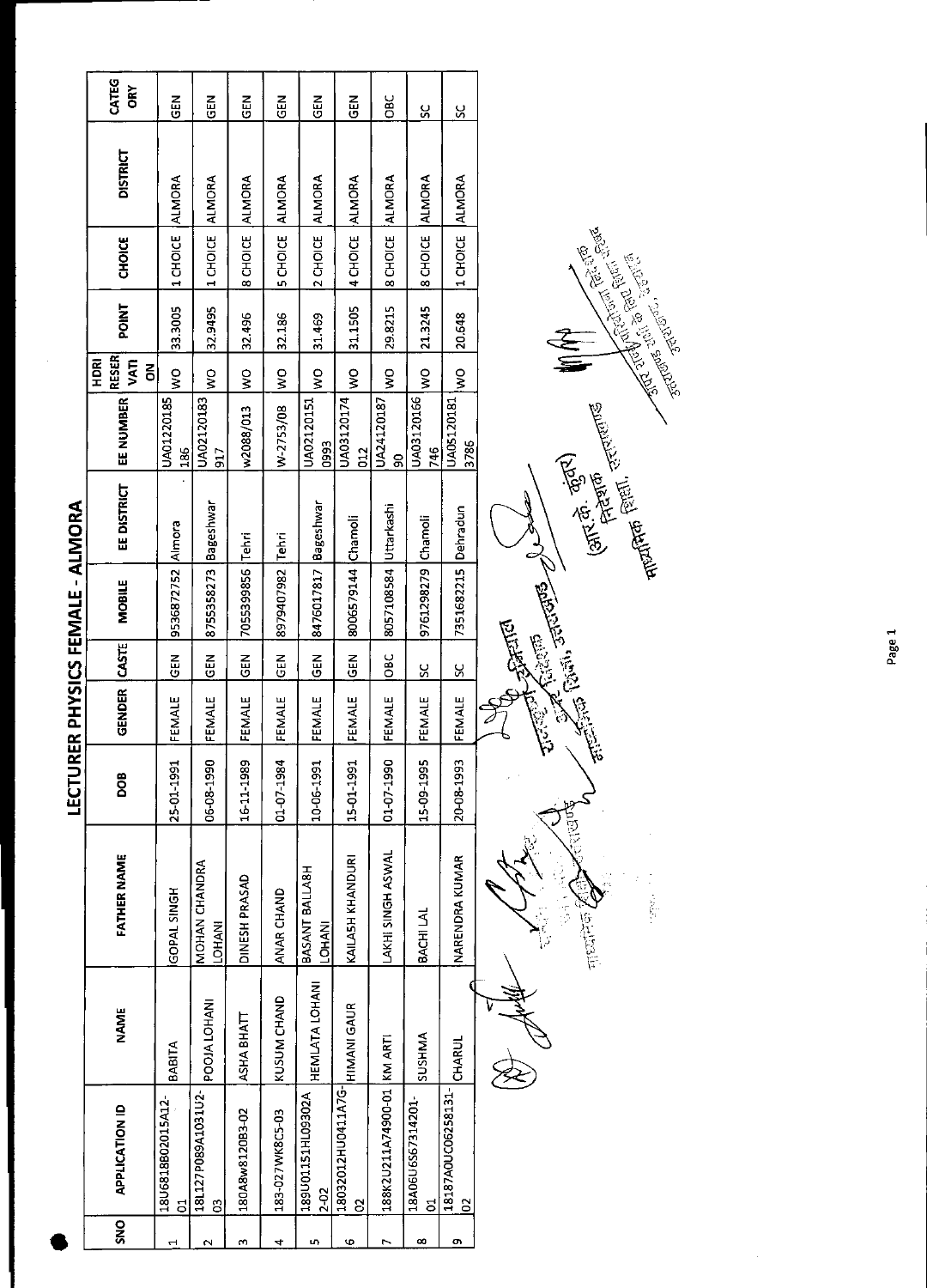# LECTURER PHYSICS FEMALE - ALMORA

| SNO | APPLICATION ID | NAME | FATHER NAME | DOB | GENDER | CASTE | MOBILE | EE DISTRICT | EE NUMBER | HDRI RESERVATION | POINT | CHOICE | DISTRICT | CATEGORY |
|---|---|---|---|---|---|---|---|---|---|---|---|---|---|---|
| 1 | 18U6818B02015A12-01 | BABITA | GOPAL SINGH | 25-01-1991 | FEMALE | GEN | 9536872752 | Almora | UA01220185 186 | WO | 33.3005 | 1 CHOICE | ALMORA | GEN |
| 2 | 18L127P089A1031U2-03 | POOJA LOHANI | MOHAN CHANDRA LOHANI | 06-08-1990 | FEMALE | GEN | 8755358273 | Bageshwar | UA02120183 917 | WO | 32.9495 | 1 CHOICE | ALMORA | GEN |
| 3 | 180A8W8120B3-02 | ASHA BHATT | DINESH PRASAD | 16-11-1989 | FEMALE | GEN | 7055399856 | Tehri | w2088/013 | WO | 32.496 | 8 CHOICE | ALMORA | GEN |
| 4 | 183-027WK8C5-03 | KUSUM CHAND | ANAR CHAND | 01-07-1984 | FEMALE | GEN | 8979407982 | Tehri | W-2753/08 | WO | 32.186 | 5 CHOICE | ALMORA | GEN |
| 5 | 189U01151HL09302A 2-02 | HEMLATA LOHANI | BASANT BALLABH LOHANI | 10-06-1991 | FEMALE | GEN | 8476017817 | Bageshwar | UA02120151 0993 | WO | 31.469 | 2 CHOICE | ALMORA | GEN |
| 6 | 18032012HU0411A7G-02 | HIMANI GAUR | KAILASH KHANDURI | 15-01-1991 | FEMALE | GEN | 8006579144 | Chamoli | UA03120174 012 | WO | 31.1505 | 4 CHOICE | ALMORA | GEN |
| 7 | 188K2U211A74900-01 | KM ARTI | LAKHI SINGH ASWAL | 01-07-1990 | FEMALE | OBC | 8057108584 | Uttarkashi | UA24120187 90 | WO | 29.8215 | 8 CHOICE | ALMORA | OBC |
| 8 | 18A06U6S67314201-01 | SUSHMA | BACHI LAL | 15-09-1995 | FEMALE | SC | 9761298279 | Chamoli | UA03120166 746 | WO | 21.3245 | 8 CHOICE | ALMORA | SC |
| 9 | 18187A0UC06258131-02 | CHARUL | NARENDRA KUMAR | 20-08-1993 | FEMALE | SC | 7351682215 | Dehradun | UA05120181 3786 | WO | 20.648 | 1 CHOICE | ALMORA | SC |

(आर. के. कुंवर)
निदेशक
माध्यमिक शिक्षा, उत्तराखण्ड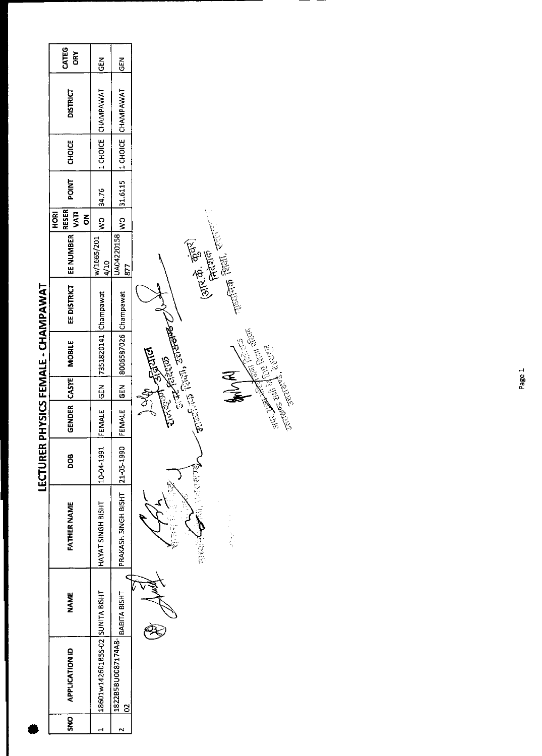# LECTURER PHYSICS FEMALE - CHAMPAWAT

| SNO | APPLICATION ID | NAME | FATHER NAME | DOB | GENDER | CASTE | MOBILE | EE DISTRICT | EE NUMBER | HORI RESERVATION | POINT | CHOICE | DISTRICT | CATEGORY |
|---|---|---|---|---|---|---|---|---|---|---|---|---|---|---|
| 1 | 18601W14260185S-02 | SUNITA BISHT | HAYAT SINGH BISHT | 10-04-1991 | FEMALE | GEN | 7351820141 | Champawat | W/1665/2014/10 | WO | 34.76 | 1 CHOICE | CHAMPAWAT | GEN |
| 2 | 1822B5BU008717AB-02 | BABITA BISHT | PRAKASH SINGH BISHT | 21-05-1990 | FEMALE | GEN | 8006587026 | Champawat | UA04220158877 | WO | 31.6115 | 1 CHOICE | CHAMPAWAT | GEN |

(आर.के. कुंवर)
निदेशक
माध्यमिक शिक्षा, उत्तराखण्ड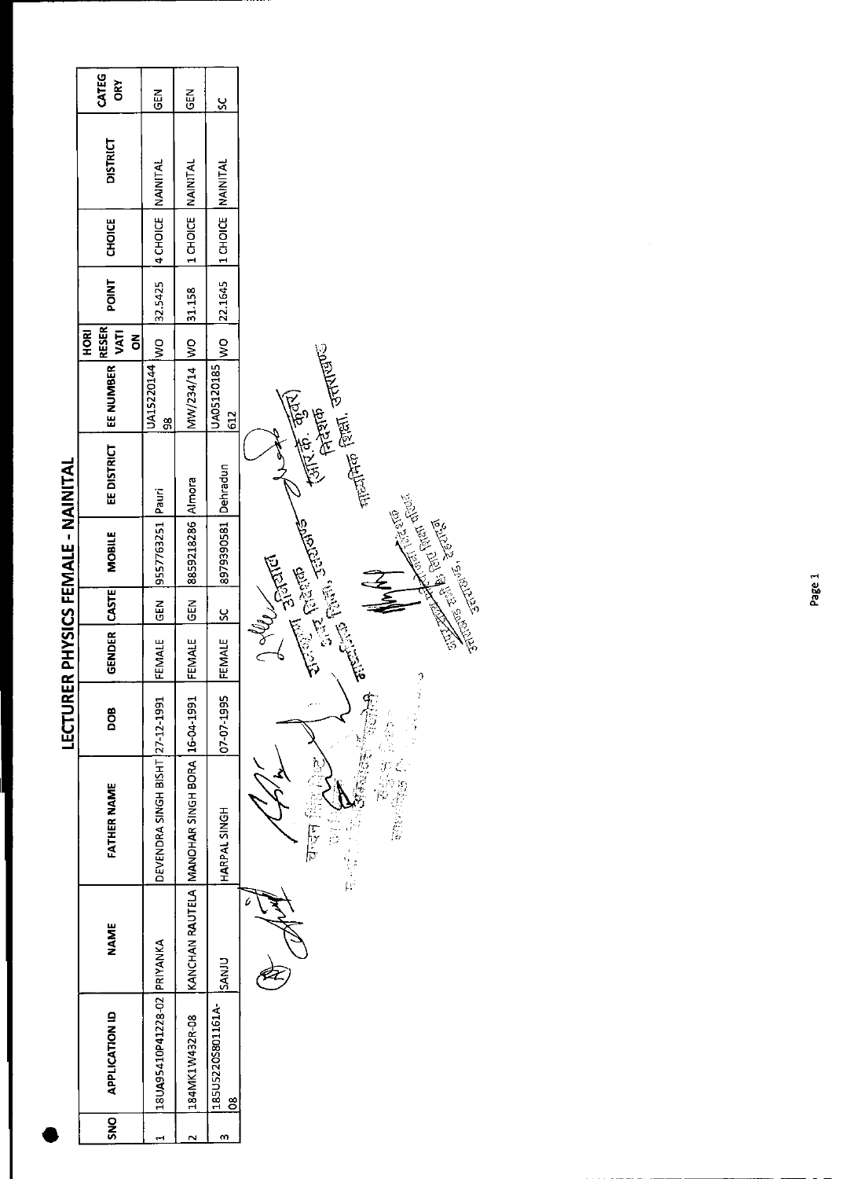# LECTURER PHYSICS FEMALE - NAINITAL

| SNO | APPLICATION ID | NAME | FATHER NAME | DOB | GENDER | CASTE | MOBILE | EE DISTRICT | EE NUMBER | HORI RESERVATION | POINT | CHOICE | DISTRICT | CATEGORY |
|---|---|---|---|---|---|---|---|---|---|---|---|---|---|---|
| 1 | 18UA95410P41228-02 | PRIYANKA | DEVENDRA SINGH BISHT | 27-12-1991 | FEMALE | GEN | 9557763251 | Pauri | UA15220144 98 | WO | 32.5425 | 4 CHOICE | NAINITAL | GEN |
| 2 | 184MK1W432R-08 | KANCHAN RAUTELA | MANOHAR SINGH BORA | 16-04-1991 | FEMALE | GEN | 8859218286 | Almora | MW/234/14 | WO | 31.158 | 1 CHOICE | NAINITAL | GEN |
| 3 | 185U5220S801161A-08 | SANJU | HARPAL SINGH | 07-07-1995 | FEMALE | SC | 8979390581 | Dehradun | UA05120185 612 | WO | 22.1645 | 1 CHOICE | NAINITAL | SC |

(आर.के. कुँवर)
निदेशक
माध्यमिक शिक्षा, उत्तराखण्ड

अपर निदेशक
उच्च शिक्षा, उत्तराखण्ड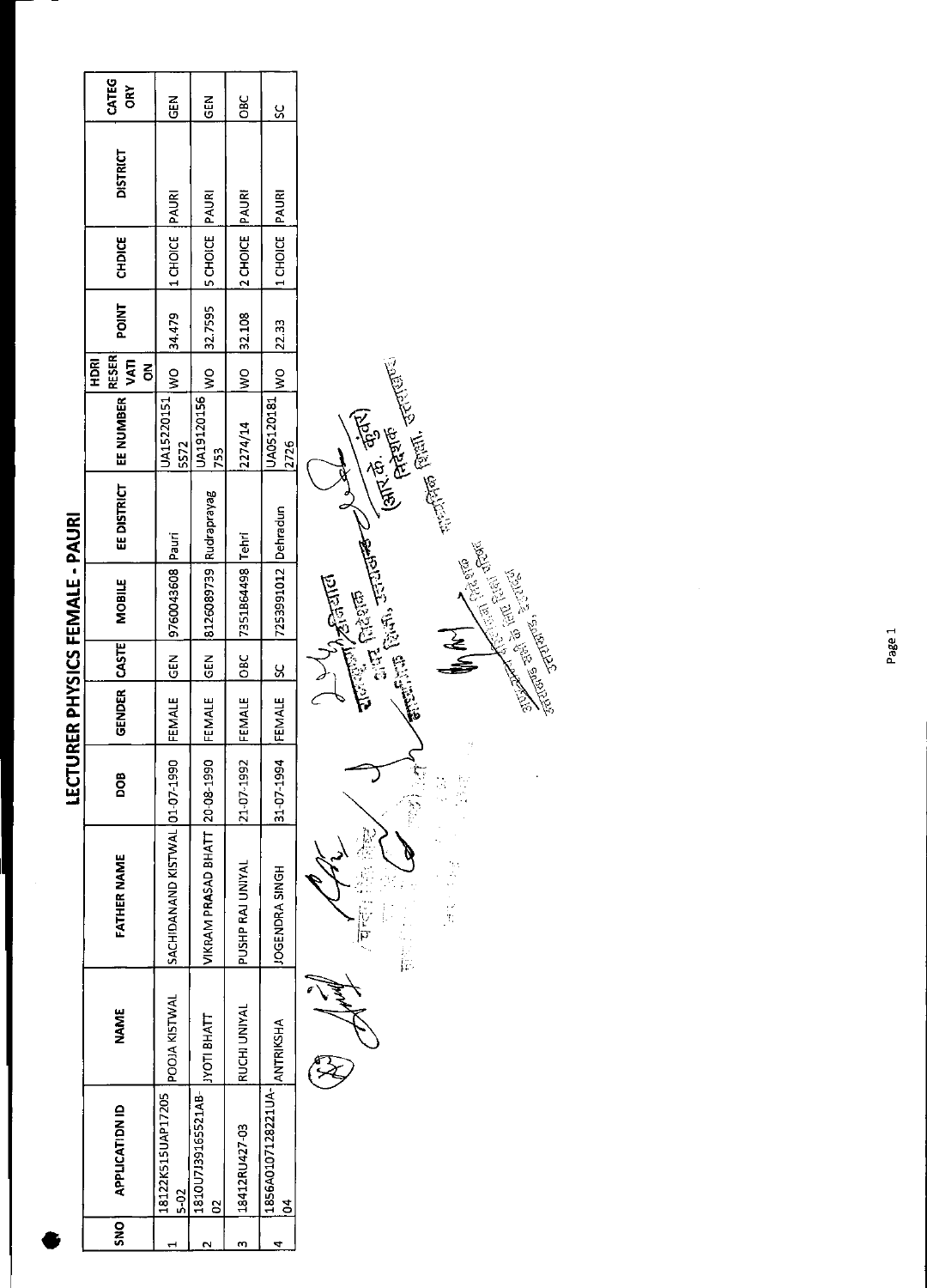# LECTURER PHYSICS FEMALE - PAURI

| SNO | APPLICATION ID | NAME | FATHER NAME | DOB | GENDER | CASTE | MOBILE | EE DISTRICT | EE NUMBER | HORIZONTAL RESERVATION | POINT | CHOICE | DISTRICT | CATEGORY |
|---|---|---|---|---|---|---|---|---|---|---|---|---|---|---|
| 1 | 18122K515UAP17205 5-02 | POOJA KISTWAL | SACHIDANAND KISTWAL | 01-07-1990 | FEMALE | GEN | 9760043608 | Pauri | UA15220151 5572 | WO | 34.479 | 1 CHOICE | PAURI | GEN |
| 2 | 1810U7J39165521AB-02 | JYOTI BHATT | VIKRAM PRASAD BHATT | 20-08-1990 | FEMALE | GEN | 8126089739 | Rudraprayag | UA19120156 753 | WO | 32.7595 | 5 CHOICE | PAURI | GEN |
| 3 | 18412RU427-03 | RUCHI UNIYAL | PUSHP RAJ UNIYAL | 21-07-1992 | FEMALE | OBC | 7351864498 | Tehri | 2274/14 | WO | 32.108 | 2 CHOICE | PAURI | OBC |
| 4 | 1856A0107128221UA-04 | ANTRIKSHA | JOGENDRA SINGH | 31-07-1994 | FEMALE | SC | 7253991012 | Dehradun | UA05120181 2726 | WO | 22.33 | 1 CHOICE | PAURI | SC |

(आर. के. कुंवर)
निदेशक
माध्यमिक शिक्षा, उत्तराखण्ड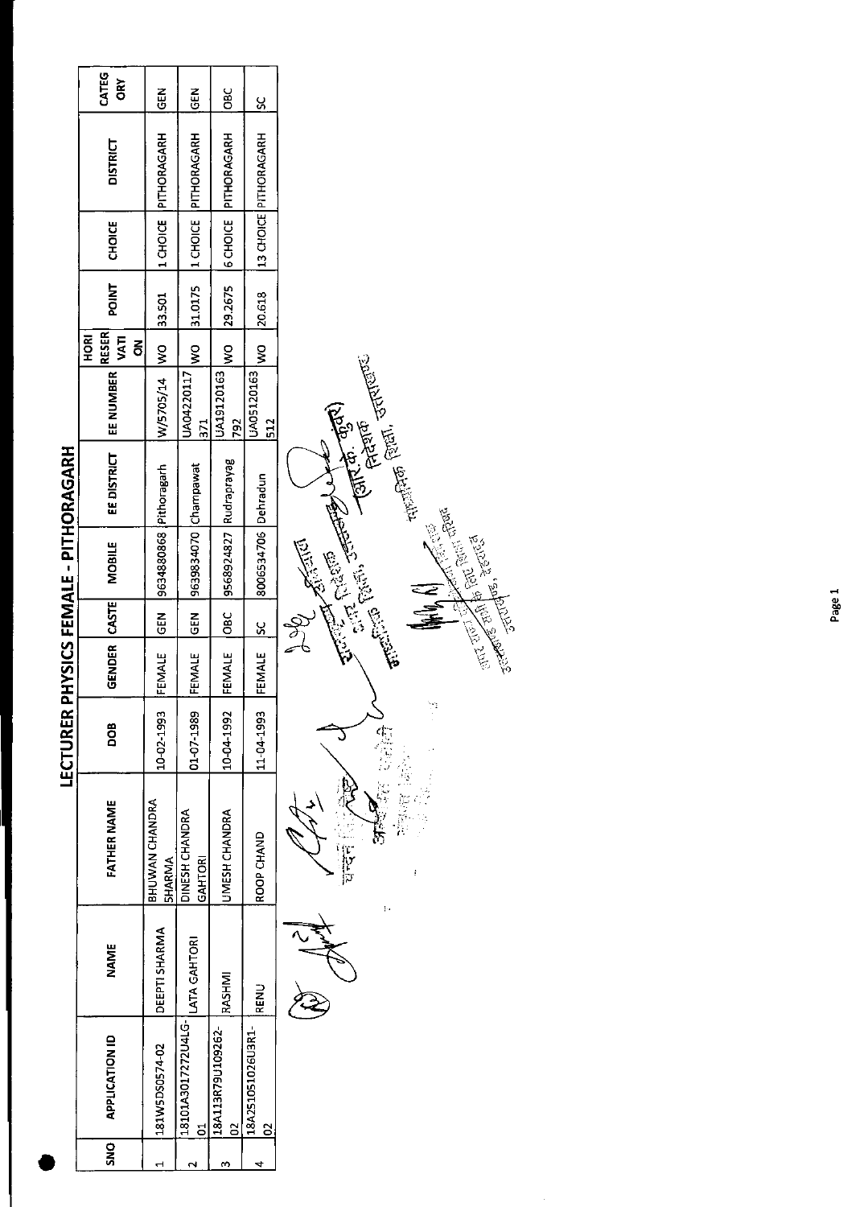# LECTURER PHYSICS FEMALE - PITHORAGARH

| SNO | APPLICATION ID | NAME | FATHER NAME | DOB | GENDER | CASTE | MOBILE | EE DISTRICT | EE NUMBER | HORI RESERVATION | POINT | CHOICE | DISTRICT | CATEGORY |
|---|---|---|---|---|---|---|---|---|---|---|---|---|---|---|
| 1 | 181W5DS0574-02 | DEEPTI SHARMA | BHUWAN CHANDRA SHARMA | 10-02-1993 | FEMALE | GEN | 9634880868 | Pithoragarh | W/5705/14 | WO | 33.501 | 1 CHOICE | PITHORAGARH | GEN |
| 2 | 18101A3017272U4LG-01 | LATA GAHTORI | DINESH CHANDRA GAHTORI | 01-07-1989 | FEMALE | GEN | 9639834070 | Champawat | UA04220117 371 | WO | 31.0175 | 1 CHOICE | PITHORAGARH | GEN |
| 3 | 18A113R79U109262-02 | RASHMI | UMESH CHANDRA | 10-04-1992 | FEMALE | OBC | 9568924827 | Rudraprayag | UA19120163 792 | WO | 29.2675 | 6 CHOICE | PITHORAGARH | OBC |
| 4 | 18A251051026U3R1-02 | RENU | ROOP CHAND | 11-04-1993 | FEMALE | SC | 8006534706 | Dehradun | UA05120163 512 | WO | 20.618 | 13 CHOICE | PITHORAGARH | SC |

(आर.के. कुँवर)
निदेशक
माध्यमिक शिक्षा, उत्तराखण्ड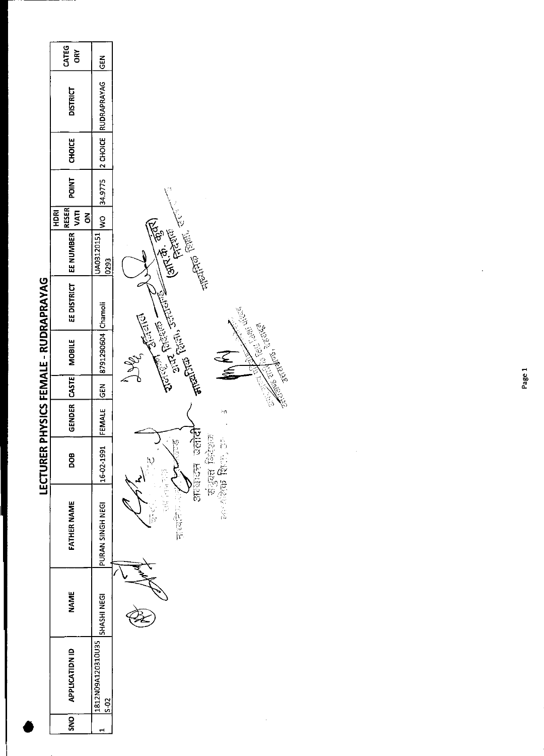# LECTURER PHYSICS FEMALE - RUDRAPRAYAG

| SNO | APPLICATION ID | NAME | FATHER NAME | DOB | GENDER | CASTE | MOBILE | EE DISTRICT | EE NUMBER | HDRI RESERVATION | POINT | CHOICE | DISTRICT | CATEGORY |
|---|---|---|---|---|---|---|---|---|---|---|---|---|---|---|
| 1 | 1812N09A120310U35S-02 | SHASHI NEGI | PURAN SINGH NEGI | 16-02-1991 | FEMALE | GEN | 8791290604 | Chamoli | UA031201510293 | WO | 34.9775 | 2 CHOICE | RUDRAPRAYAG | GEN |

(आर. के. कुंवर)
निदेशक
माध्यमिक शिक्षा, उत्तराखण्ड

अपर निदेशक
माध्यमिक शिक्षा, उत्तराखण्ड

संयुक्त निदेशक
माध्यमिक शिक्षा, उत्तराखण्ड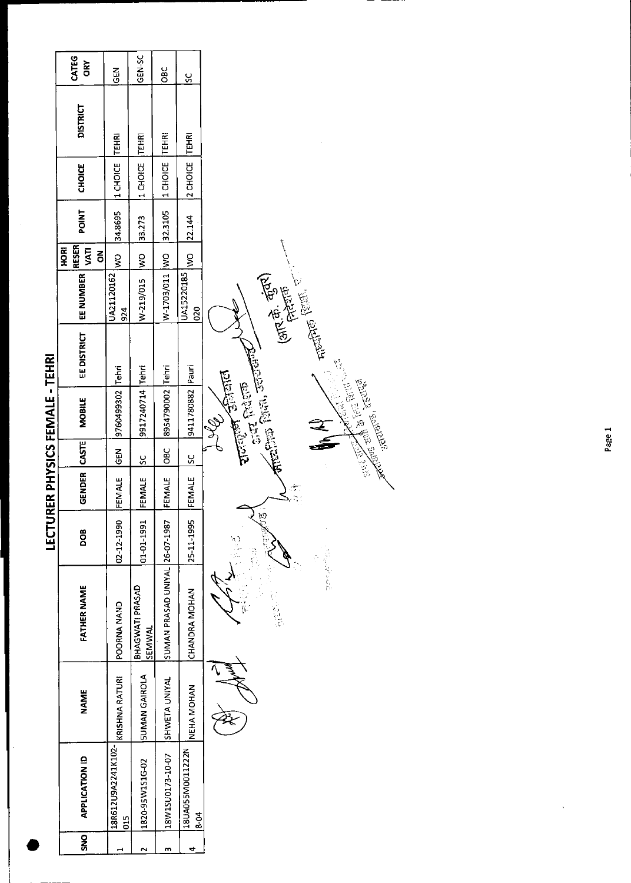# LECTURER PHYSICS FEMALE - TEHRI

| SNO | APPLICATION ID | NAME | FATHER NAME | DOB | GENDER | CASTE | MOBILE | EE DISTRICT | EE NUMBER | HORI RESER VATI ON | POINT | CHOICE | DISTRICT | CATEG ORY |
|---|---|---|---|---|---|---|---|---|---|---|---|---|---|---|
| 1 | 18R612U9A2241K102-015 | KRISHNA RATURI | POORNA NAND | 02-12-1990 | FEMALE | GEN | 9760499302 | Tehri | UA21120162 924 | WO | 34.8695 | 1 CHOICE | TEHRI | GEN |
| 2 | 1820-95W1S1G-02 | SUMAN GAIROLA | BHAGWATI PRASAD SEMWAL | 01-01-1991 | FEMALE | SC | 9917240714 | Tehri | W-219/015 | WO | 33.273 | 1 CHOICE | TEHRI | GEN-SC |
| 3 | 18W1SU0173-10-07 | SHWETA UNIYAL | SUMAN PRASAD UNIYAL | 26-07-1987 | FEMALE | OBC | 8954790002 | Tehri | W-1703/011 | WO | 32.3105 | 1 CHOICE | TEHRI | OBC |
| 4 | 18UA055M0011222N8-04 | NEHA MOHAN | CHANDRA MOHAN | 25-11-1995 | FEMALE | SC | 9411780882 | Pauri | UA15220185 020 | WO | 22.144 | 2 CHOICE | TEHRI | SC |

(आर. के. कुंवर)
निदेशक
माध्यमिक शिक्षा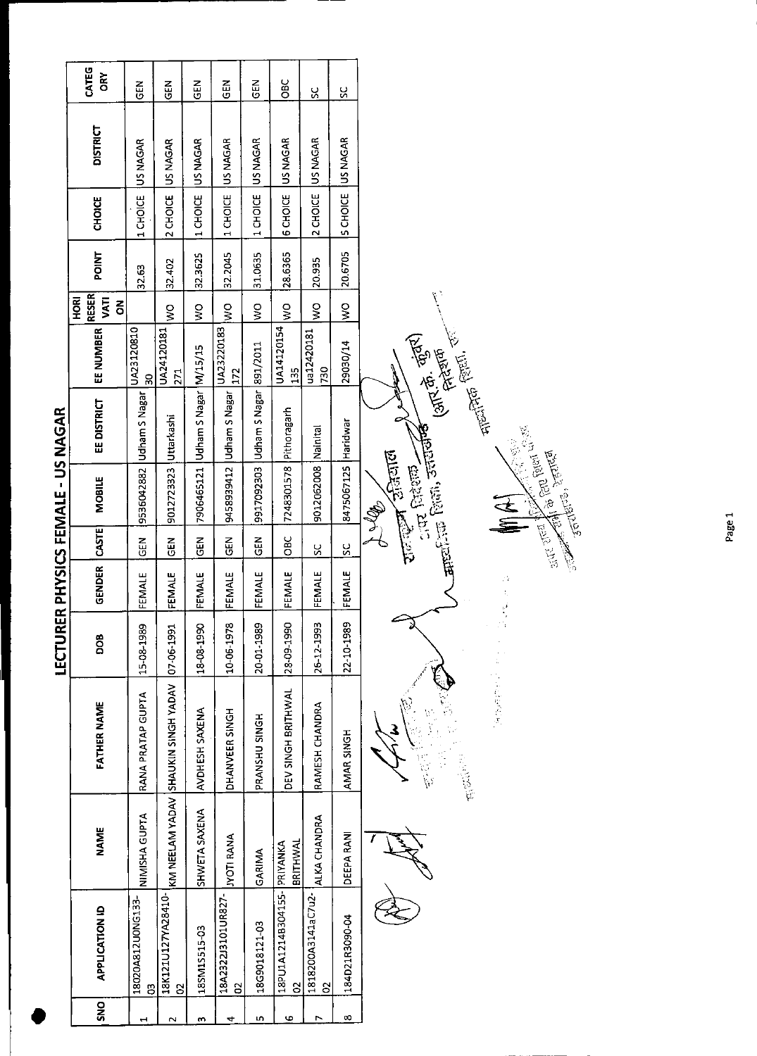# LECTURER PHYSICS FEMALE - US NAGAR

| SNO | APPLICATION ID | NAME | FATHER NAME | DOB | GENDER | CASTE | MOBILE | EE DISTRICT | EE NUMBER | HORI RESERVATION | POINT | CHOICE | DISTRICT | CATEGORY |
|---|---|---|---|---|---|---|---|---|---|---|---|---|---|---|
| 1 | 18020A812U0NG133-03 | NIMISHA GUPTA | RANA PRATAP GUPTA | 15-08-1989 | FEMALE | GEN | 9536042882 | Udham S Nagar | UA2312081030 | | 32.63 | 1 CHOICE | US NAGAR | GEN |
| 2 | 18K121U127YA28410-02 | KM NEELAM YADAV | SHAUKIN SINGH YADAV | 07-06-1991 | FEMALE | GEN | 9012723323 | Uttarkashi | UA24120181271 | WO | 32.402 | 2 CHOICE | US NAGAR | GEN |
| 3 | 18SM1S515-03 | SHWETA SAXENA | AVDHESH SAXENA | 18-08-1990 | FEMALE | GEN | 7906465121 | Udham S Nagar | M/15/15 | WO | 32.3625 | 1 CHOICE | US NAGAR | GEN |
| 4 | 18A2322J3101UR827-02 | JYOTI RANA | DHANVEER SINGH | 10-06-1978 | FEMALE | GEN | 9458939412 | Udham S Nagar | UA23220183172 | WO | 32.2045 | 1 CHOICE | US NAGAR | GEN |
| 5 | 18G9018121-03 | GARIMA | PRANSHU SINGH | 20-01-1989 | FEMALE | GEN | 9917092303 | Udham S Nagar | 891/2011 | WO | 31.0635 | 1 CHOICE | US NAGAR | GEN |
| 6 | 18PU1A1214B304155-02 | PRIYANKA BRITHWAL | DEV SINGH BRITHWAL | 28-09-1990 | FEMALE | OBC | 7248301578 | Pithoragarh | UA14120154135 | WO | 28.6365 | 6 CHOICE | US NAGAR | OBC |
| 7 | 1818200A3141aC7u2-02 | ALKA CHANDRA | RAMESH CHANDRA | 26-12-1993 | FEMALE | SC | 9012062008 | Nainital | ua12420181730 | WO | 20.935 | 2 CHOICE | US NAGAR | SC |
| 8 | 184D21R3090-04 | DEEPA RANI | AMAR SINGH | 22-10-1989 | FEMALE | SC | 8475067125 | Haridwar | 29030/14 | WO | 20.6705 | 5 CHOICE | US NAGAR | SC |

राजकीय अधिकारी
उप निदेशक
माध्यमिक शिक्षा, उत्तराखण्ड

(आर. के. कुंवर)
निदेशक
माध्यमिक शिक्षा, उत्तराखण्ड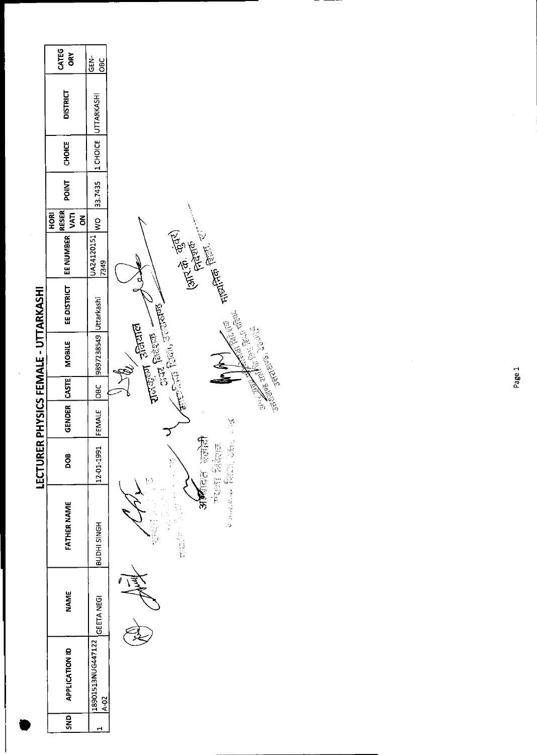# LECTURER PHYSICS FEMALE - UTTARKASHI

| SNO | APPLICATION ID | NAME | FATHER NAME | DOB | GENDER | CASTE | MOBILE | EE DISTRICT | EE NUMBER | HORI RESERVATION | POINT | CHOICE | DISTRICT | CATEGORY |
|---|---|---|---|---|---|---|---|---|---|---|---|---|---|---|
| 1 | 18901513NUG447122A-02 | GEETA NEGI | BUDHI SINGH | 12-01-1991 | FEMALE | OBC | 9897238549 | Uttarkashi | UA241201517349 | WO | 33.7435 | 1 CHOICE | UTTARKASHI | GEN-OBC |

(आर.के. कुंवर)
निदेशक
माध्यमिक शिक्षा, उत्तराखण्ड